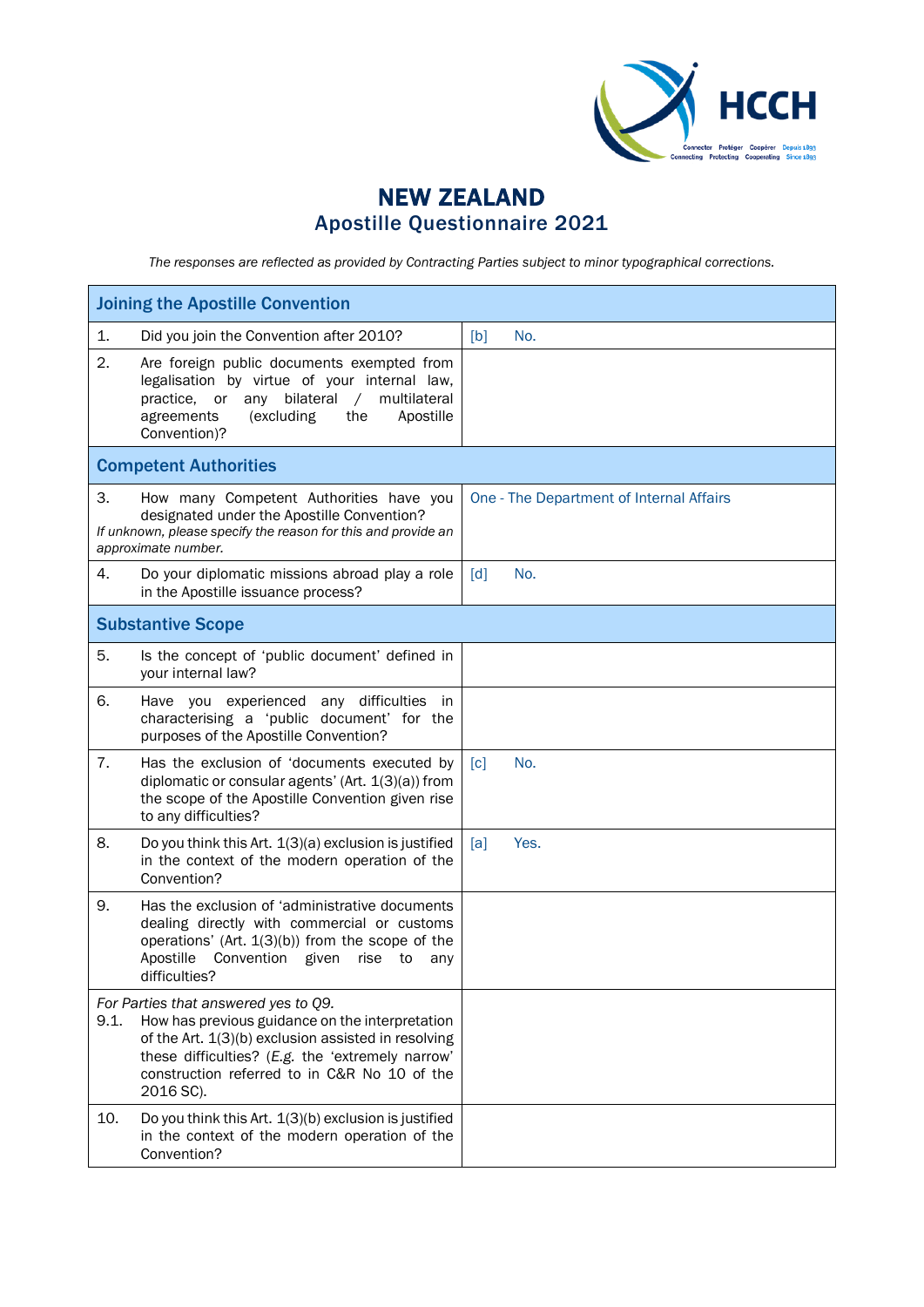# NEW ZEALAND
## Apostille Questionnaire 2021

*The responses are reflected as provided by Contracting Parties subject to minor typographical corrections.*

| Joining the Apostille Convention | |
|---|---|
| 1. Did you join the Convention after 2010? | [b] No. |
| 2. Are foreign public documents exempted from legalisation by virtue of your internal law, practice, or any bilateral / multilateral agreements (excluding the Apostille Convention)? | |
| **Competent Authorities** | |
| 3. How many Competent Authorities have you designated under the Apostille Convention? *If unknown, please specify the reason for this and provide an approximate number.* | One - The Department of Internal Affairs |
| 4. Do your diplomatic missions abroad play a role in the Apostille issuance process? | [d] No. |
| **Substantive Scope** | |
| 5. Is the concept of 'public document' defined in your internal law? | |
| 6. Have you experienced any difficulties in characterising a 'public document' for the purposes of the Apostille Convention? | |
| 7. Has the exclusion of 'documents executed by diplomatic or consular agents' (Art. 1(3)(a)) from the scope of the Apostille Convention given rise to any difficulties? | [c] No. |
| 8. Do you think this Art. 1(3)(a) exclusion is justified in the context of the modern operation of the Convention? | [a] Yes. |
| 9. Has the exclusion of 'administrative documents dealing directly with commercial or customs operations' (Art. 1(3)(b)) from the scope of the Apostille Convention given rise to any difficulties? | |
| *For Parties that answered yes to Q9.* 9.1. How has previous guidance on the interpretation of the Art. 1(3)(b) exclusion assisted in resolving these difficulties? (*E.g.* the 'extremely narrow' construction referred to in C&R No 10 of the 2016 SC). | |
| 10. Do you think this Art. 1(3)(b) exclusion is justified in the context of the modern operation of the Convention? | |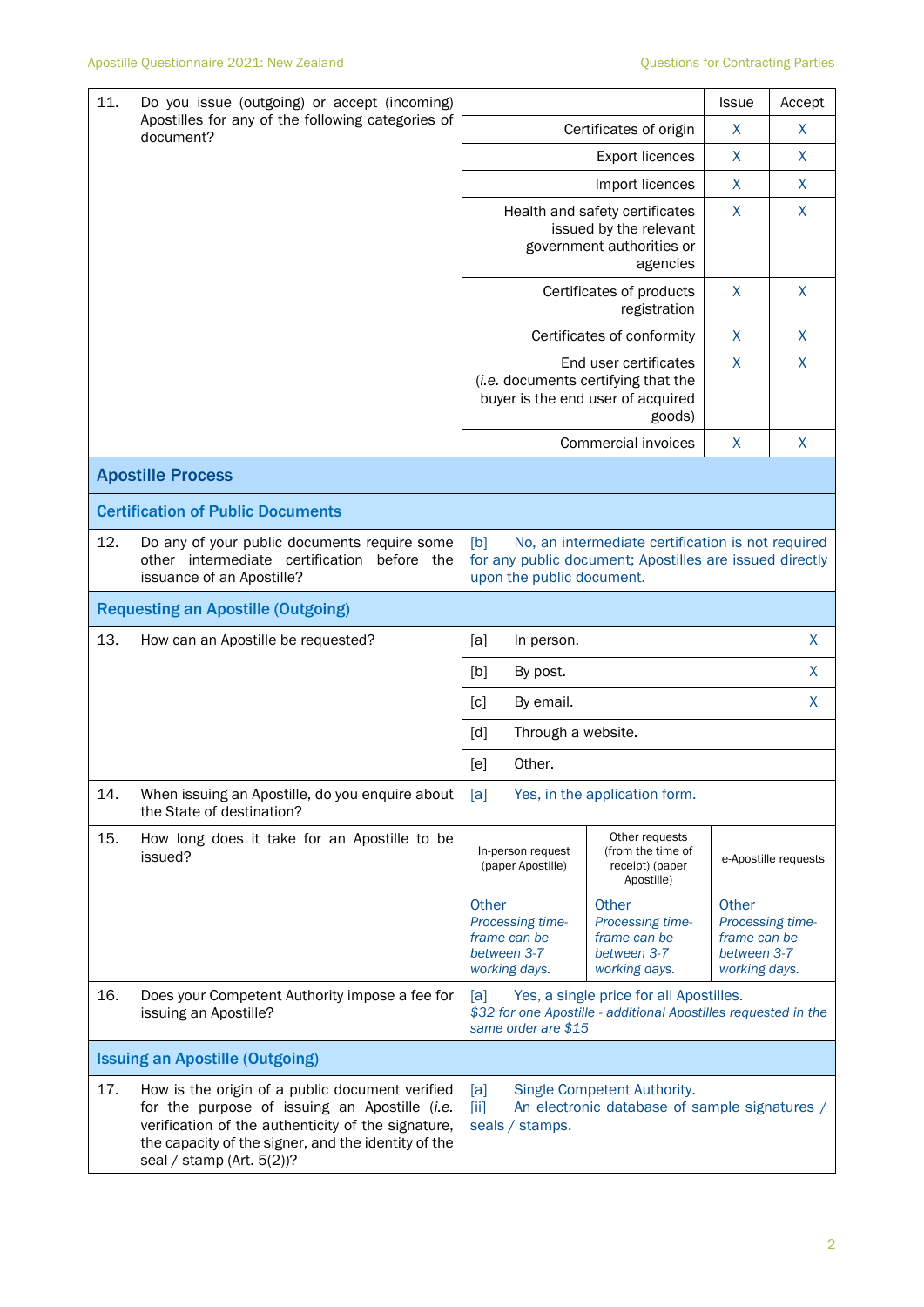| 11. | Do you issue (outgoing) or accept (incoming) Apostilles for any of the following categories of document? | | Issue | Accept |
|---|---|---|---|---|
| | | Certificates of origin | X | X |
| | | Export licences | X | X |
| | | Import licences | X | X |
| | | Health and safety certificates issued by the relevant government authorities or agencies | X | X |
| | | Certificates of products registration | X | X |
| | | Certificates of conformity | X | X |
| | | End user certificates (*i.e.* documents certifying that the buyer is the end user of acquired goods) | X | X |
| | | Commercial invoices | X | X |

## Apostille Process

### Certification of Public Documents

| 12. | Do any of your public documents require some other intermediate certification before the issuance of an Apostille? | [b] No, an intermediate certification is not required for any public document; Apostilles are issued directly upon the public document. |
|---|---|---|

### Requesting an Apostille (Outgoing)

| 13. | How can an Apostille be requested? | | |
|---|---|---|---|
| | | [a] In person. | X |
| | | [b] By post. | X |
| | | [c] By email. | X |
| | | [d] Through a website. | |
| | | [e] Other. | |

| 14. | When issuing an Apostille, do you enquire about the State of destination? | [a] Yes, in the application form. |
|---|---|---|

| 15. | How long does it take for an Apostille to be issued? | In-person request (paper Apostille) | Other requests (from the time of receipt) (paper Apostille) | e-Apostille requests |
|---|---|---|---|---|
| | | Other *Processing time-frame can be between 3-7 working days.* | Other *Processing time-frame can be between 3-7 working days.* | Other *Processing time-frame can be between 3-7 working days.* |

| 16. | Does your Competent Authority impose a fee for issuing an Apostille? | [a] Yes, a single price for all Apostilles. *$32 for one Apostille - additional Apostilles requested in the same order are $15* |
|---|---|---|

### Issuing an Apostille (Outgoing)

| 17. | How is the origin of a public document verified for the purpose of issuing an Apostille (*i.e.* verification of the authenticity of the signature, the capacity of the signer, and the identity of the seal / stamp (Art. 5(2))? | [a] Single Competent Authority. [ii] An electronic database of sample signatures / seals / stamps. |
|---|---|---|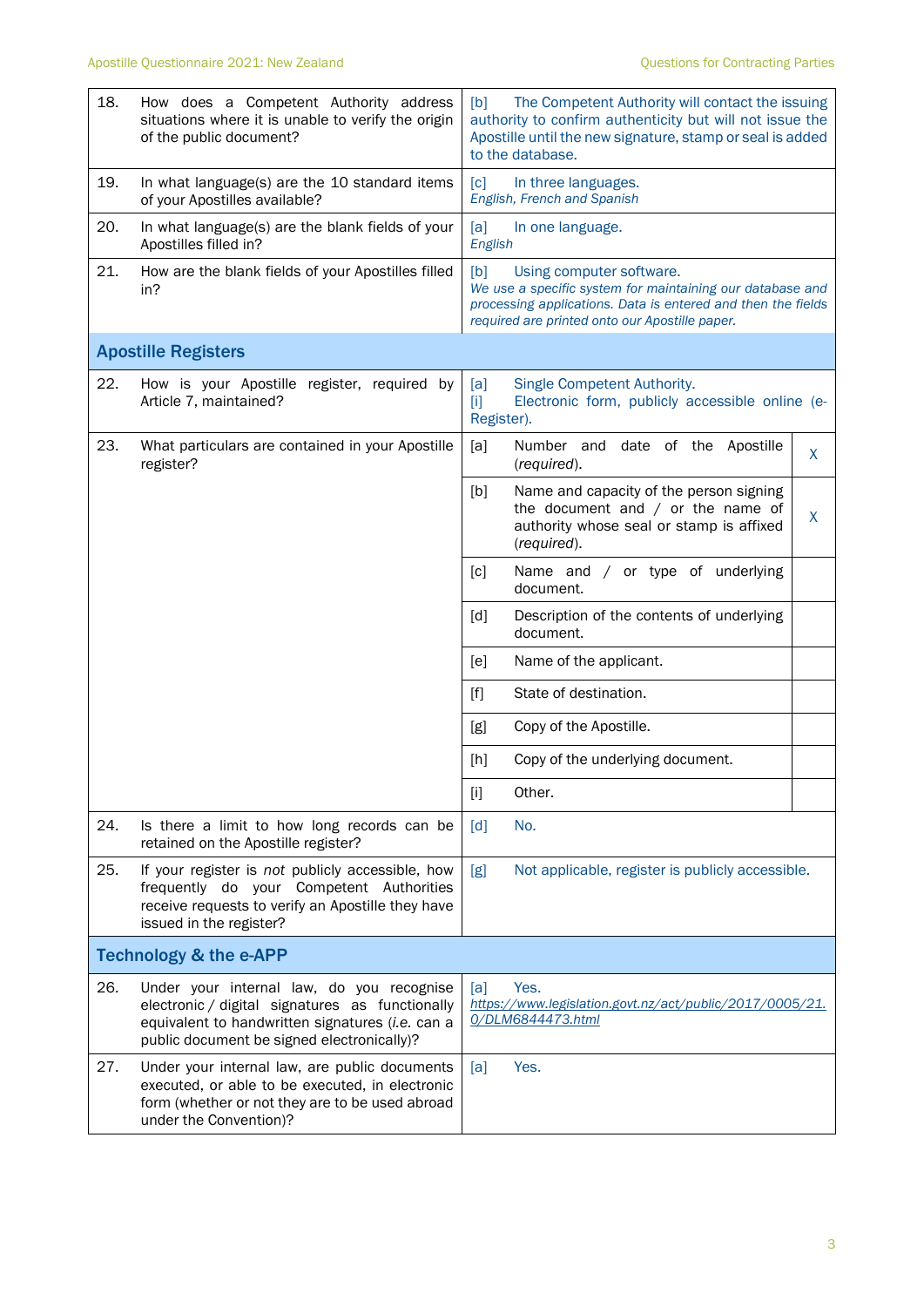| | | |
|---|---|---|
| 18. | How does a Competent Authority address situations where it is unable to verify the origin of the public document? | [b] The Competent Authority will contact the issuing authority to confirm authenticity but will not issue the Apostille until the new signature, stamp or seal is added to the database. |
| 19. | In what language(s) are the 10 standard items of your Apostilles available? | [c] In three languages. *English, French and Spanish* |
| 20. | In what language(s) are the blank fields of your Apostilles filled in? | [a] In one language. *English* |
| 21. | How are the blank fields of your Apostilles filled in? | [b] Using computer software. *We use a specific system for maintaining our database and processing applications. Data is entered and then the fields required are printed onto our Apostille paper.* |

## Apostille Registers

| | | | | |
|---|---|---|---|---|
| 22. | How is your Apostille register, required by Article 7, maintained? | [a] Single Competent Authority. [i] Electronic form, publicly accessible online (e-Register). | | |
| 23. | What particulars are contained in your Apostille register? | [a] | Number and date of the Apostille (*required*). | X |
| | | [b] | Name and capacity of the person signing the document and / or the name of authority whose seal or stamp is affixed (*required*). | X |
| | | [c] | Name and / or type of underlying document. | |
| | | [d] | Description of the contents of underlying document. | |
| | | [e] | Name of the applicant. | |
| | | [f] | State of destination. | |
| | | [g] | Copy of the Apostille. | |
| | | [h] | Copy of the underlying document. | |
| | | [i] | Other. | |
| 24. | Is there a limit to how long records can be retained on the Apostille register? | [d] No. | | |
| 25. | If your register is *not* publicly accessible, how frequently do your Competent Authorities receive requests to verify an Apostille they have issued in the register? | [g] Not applicable, register is publicly accessible. | | |

## Technology & the e-APP

| | | |
|---|---|---|
| 26. | Under your internal law, do you recognise electronic / digital signatures as functionally equivalent to handwritten signatures (*i.e.* can a public document be signed electronically)? | [a] Yes. *https://www.legislation.govt.nz/act/public/2017/0005/21.0/DLM6844473.html* |
| 27. | Under your internal law, are public documents executed, or able to be executed, in electronic form (whether or not they are to be used abroad under the Convention)? | [a] Yes. |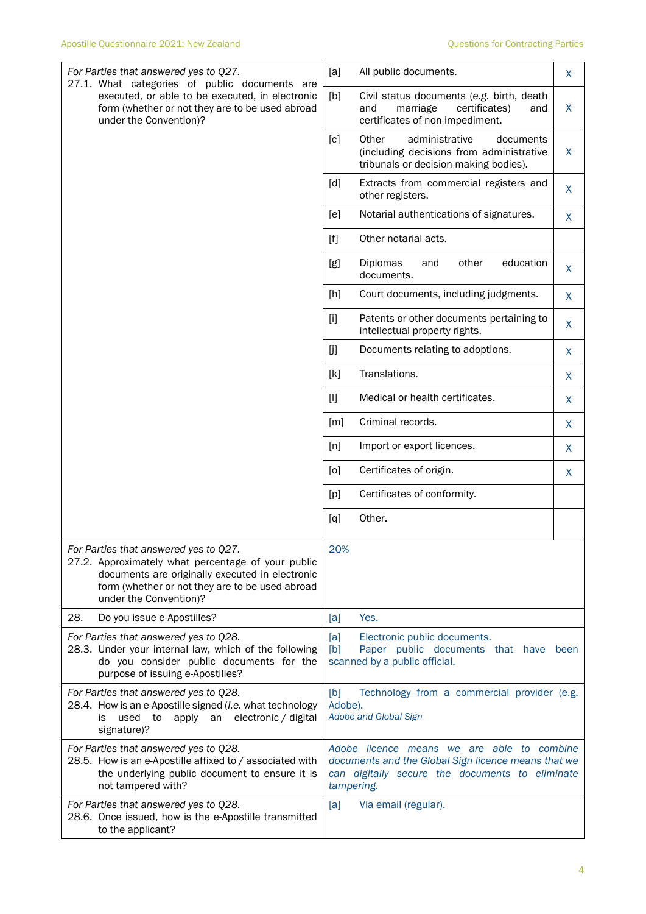| Question | Option | Answer | Selected |
|---|---|---|---|
| *For Parties that answered yes to Q27.* 27.1. What categories of public documents are executed, or able to be executed, in electronic form (whether or not they are to be used abroad under the Convention)? | [a] | All public documents. | X |
| | [b] | Civil status documents (*e.g.* birth, death and marriage certificates) and certificates of non-impediment. | X |
| | [c] | Other administrative documents (including decisions from administrative tribunals or decision-making bodies). | X |
| | [d] | Extracts from commercial registers and other registers. | X |
| | [e] | Notarial authentications of signatures. | X |
| | [f] | Other notarial acts. | |
| | [g] | Diplomas and other education documents. | X |
| | [h] | Court documents, including judgments. | X |
| | [i] | Patents or other documents pertaining to intellectual property rights. | X |
| | [j] | Documents relating to adoptions. | X |
| | [k] | Translations. | X |
| | [l] | Medical or health certificates. | X |
| | [m] | Criminal records. | X |
| | [n] | Import or export licences. | X |
| | [o] | Certificates of origin. | X |
| | [p] | Certificates of conformity. | |
| | [q] | Other. | |
| *For Parties that answered yes to Q27.* 27.2. Approximately what percentage of your public documents are originally executed in electronic form (whether or not they are to be used abroad under the Convention)? | 20% | | |
| 28. Do you issue e-Apostilles? | [a] | Yes. | |
| *For Parties that answered yes to Q28.* 28.3. Under your internal law, which of the following do you consider public documents for the purpose of issuing e-Apostilles? | [a] Electronic public documents. [b] Paper public documents that have been scanned by a public official. | | |
| *For Parties that answered yes to Q28.* 28.4. How is an e-Apostille signed (*i.e.* what technology is used to apply an electronic / digital signature)? | [b] Technology from a commercial provider (e.g. Adobe). *Adobe and Global Sign* | | |
| *For Parties that answered yes to Q28.* 28.5. How is an e-Apostille affixed to / associated with the underlying public document to ensure it is not tampered with? | *Adobe licence means we are able to combine documents and the Global Sign licence means that we can digitally secure the documents to eliminate tampering.* | | |
| *For Parties that answered yes to Q28.* 28.6. Once issued, how is the e-Apostille transmitted to the applicant? | [a] | Via email (regular). | |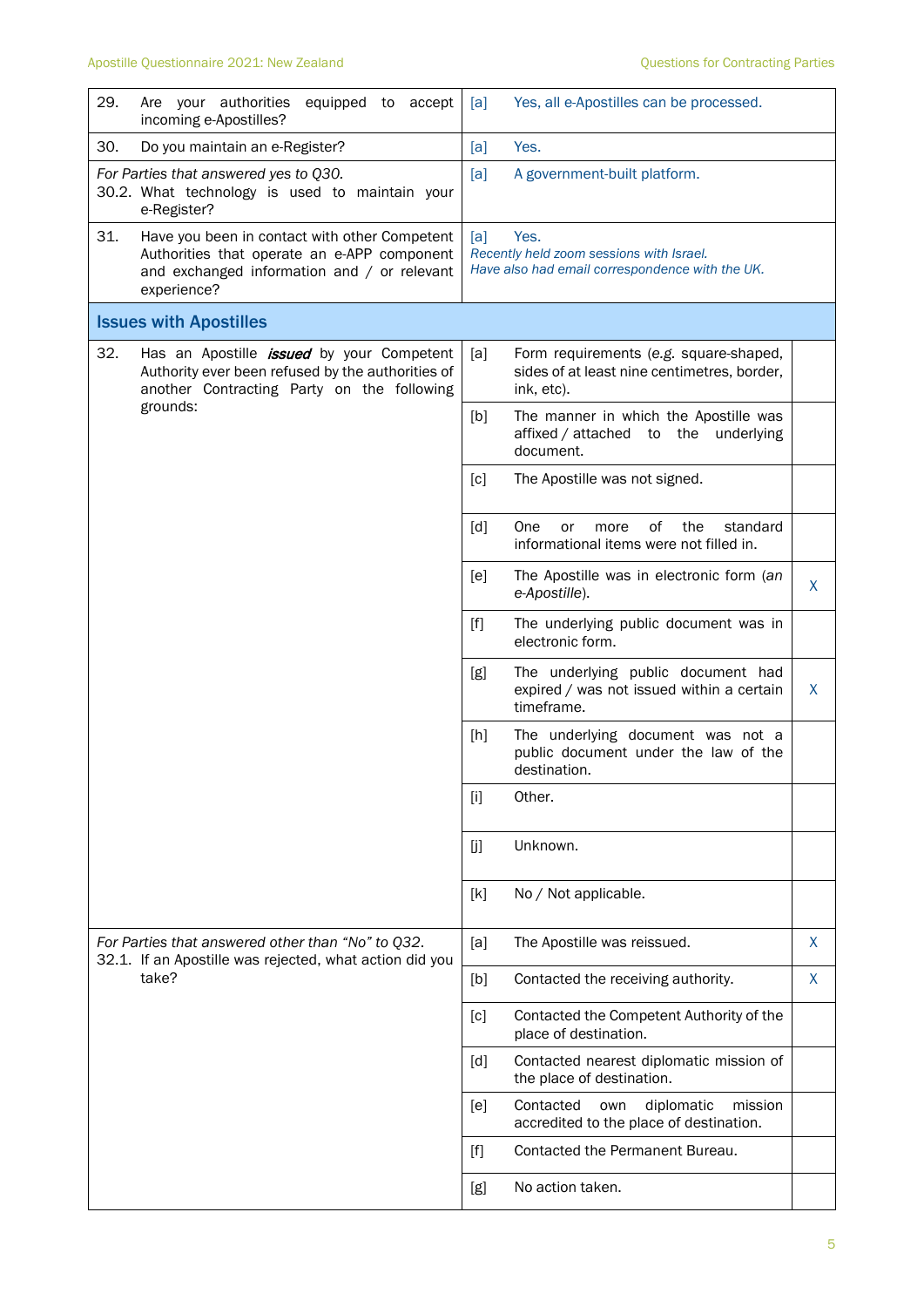| | | |
|---|---|---|
| 29. Are your authorities equipped to accept incoming e-Apostilles? | [a] Yes, all e-Apostilles can be processed. | |
| 30. Do you maintain an e-Register? | [a] Yes. | |
| *For Parties that answered yes to Q30.* 30.2. What technology is used to maintain your e-Register? | [a] A government-built platform. | |
| 31. Have you been in contact with other Competent Authorities that operate an e-APP component and exchanged information and / or relevant experience? | [a] Yes. *Recently held zoom sessions with Israel. Have also had email correspondence with the UK.* | |

## Issues with Apostilles

| | | |
|---|---|---|
| 32. Has an Apostille ***issued*** by your Competent Authority ever been refused by the authorities of another Contracting Party on the following grounds: | [a] Form requirements (*e.g.* square-shaped, sides of at least nine centimetres, border, ink, etc). | |
| | [b] The manner in which the Apostille was affixed / attached to the underlying document. | |
| | [c] The Apostille was not signed. | |
| | [d] One or more of the standard informational items were not filled in. | |
| | [e] The Apostille was in electronic form (*an e-Apostille*). | X |
| | [f] The underlying public document was in electronic form. | |
| | [g] The underlying public document had expired / was not issued within a certain timeframe. | X |
| | [h] The underlying document was not a public document under the law of the destination. | |
| | [i] Other. | |
| | [j] Unknown. | |
| | [k] No / Not applicable. | |
| *For Parties that answered other than "No" to Q32.* 32.1. If an Apostille was rejected, what action did you take? | [a] The Apostille was reissued. | X |
| | [b] Contacted the receiving authority. | X |
| | [c] Contacted the Competent Authority of the place of destination. | |
| | [d] Contacted nearest diplomatic mission of the place of destination. | |
| | [e] Contacted own diplomatic mission accredited to the place of destination. | |
| | [f] Contacted the Permanent Bureau. | |
| | [g] No action taken. | |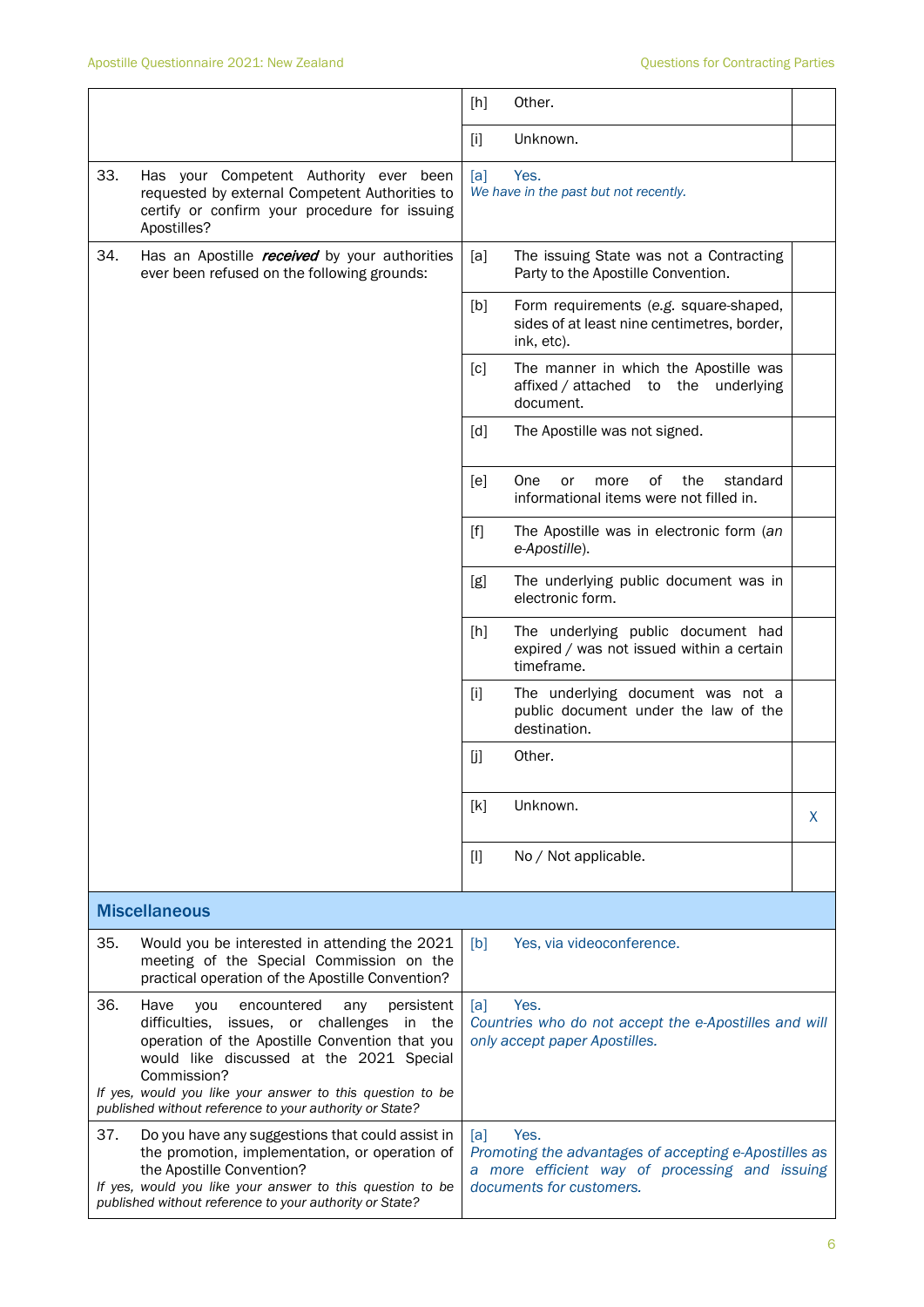| | | |
|---|---|---|
| | [h] Other. | |
| | [i] Unknown. | |
| 33. Has your Competent Authority ever been requested by external Competent Authorities to certify or confirm your procedure for issuing Apostilles? | [a] Yes. *We have in the past but not recently.* | |
| 34. Has an Apostille ***received*** by your authorities ever been refused on the following grounds: | [a] The issuing State was not a Contracting Party to the Apostille Convention. | |
| | [b] Form requirements (*e.g.* square-shaped, sides of at least nine centimetres, border, ink, etc). | |
| | [c] The manner in which the Apostille was affixed / attached to the underlying document. | |
| | [d] The Apostille was not signed. | |
| | [e] One or more of the standard informational items were not filled in. | |
| | [f] The Apostille was in electronic form (*an e-Apostille*). | |
| | [g] The underlying public document was in electronic form. | |
| | [h] The underlying public document had expired / was not issued within a certain timeframe. | |
| | [i] The underlying document was not a public document under the law of the destination. | |
| | [j] Other. | |
| | [k] Unknown. | X |
| | [l] No / Not applicable. | |
| **Miscellaneous** | | |
| 35. Would you be interested in attending the 2021 meeting of the Special Commission on the practical operation of the Apostille Convention? | [b] Yes, via videoconference. | |
| 36. Have you encountered any persistent difficulties, issues, or challenges in the operation of the Apostille Convention that you would like discussed at the 2021 Special Commission? *If yes, would you like your answer to this question to be published without reference to your authority or State?* | [a] Yes. *Countries who do not accept the e-Apostilles and will only accept paper Apostilles.* | |
| 37. Do you have any suggestions that could assist in the promotion, implementation, or operation of the Apostille Convention? *If yes, would you like your answer to this question to be published without reference to your authority or State?* | [a] Yes. *Promoting the advantages of accepting e-Apostilles as a more efficient way of processing and issuing documents for customers.* | |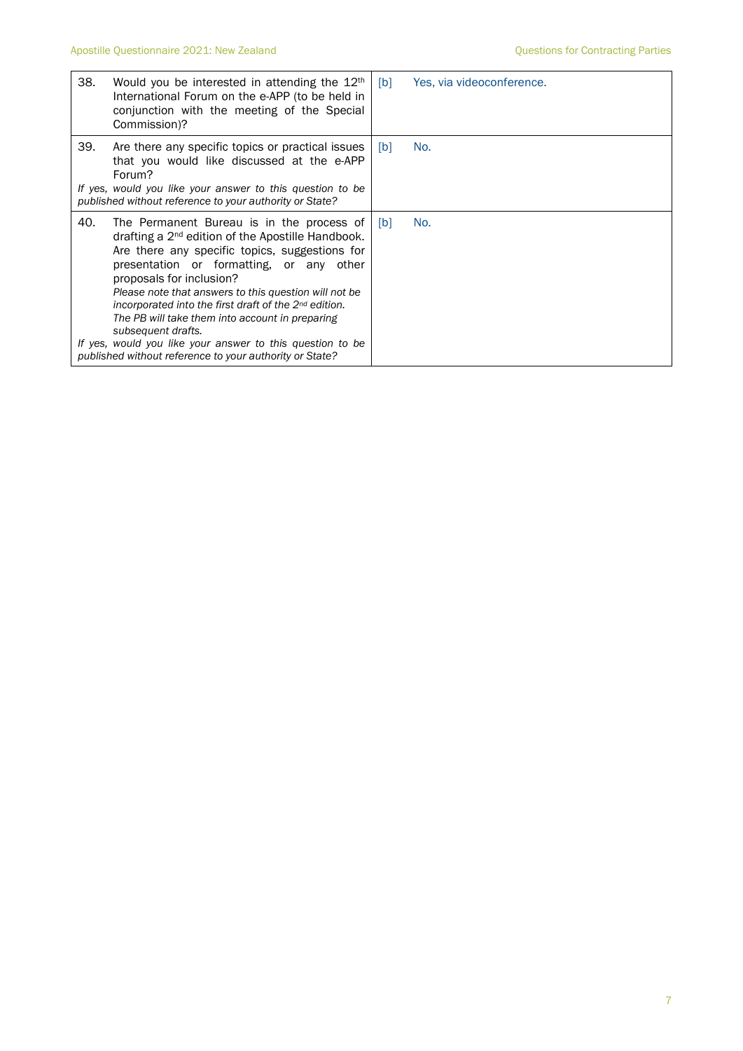| | | |
|---|---|---|
| 38. Would you be interested in attending the 12th International Forum on the e-APP (to be held in conjunction with the meeting of the Special Commission)? | [b] | Yes, via videoconference. |
| 39. Are there any specific topics or practical issues that you would like discussed at the e-APP Forum?<br>*If yes, would you like your answer to this question to be published without reference to your authority or State?* | [b] | No. |
| 40. The Permanent Bureau is in the process of drafting a 2nd edition of the Apostille Handbook. Are there any specific topics, suggestions for presentation or formatting, or any other proposals for inclusion?<br>*Please note that answers to this question will not be incorporated into the first draft of the 2nd edition. The PB will take them into account in preparing subsequent drafts.*<br>*If yes, would you like your answer to this question to be published without reference to your authority or State?* | [b] | No. |